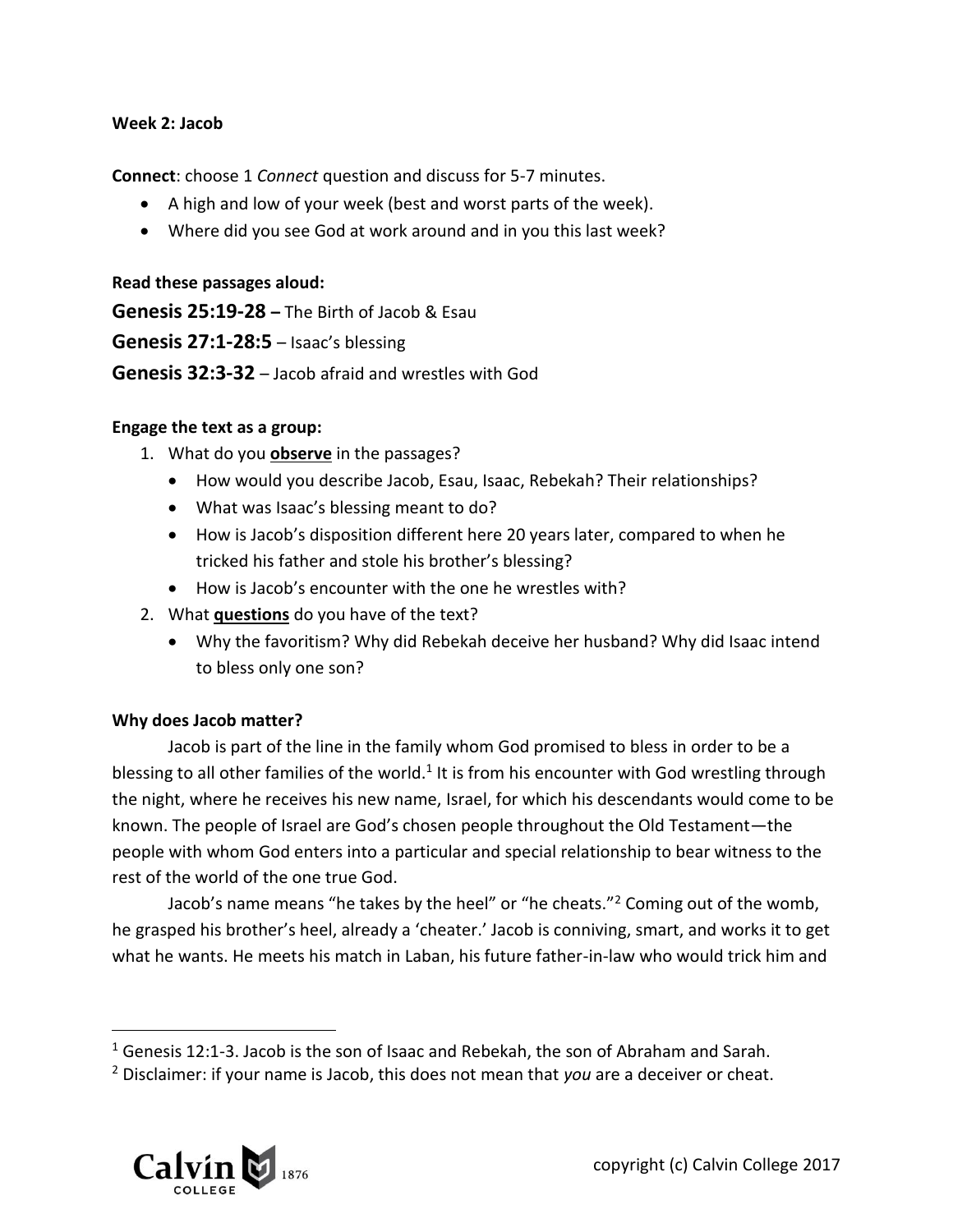**Week 2: Jacob**

**Connect**: choose 1 *Connect* question and discuss for 5-7 minutes.

- A high and low of your week (best and worst parts of the week).
- Where did you see God at work around and in you this last week?

**Read these passages aloud:**

**Genesis 25:19-28 –** The Birth of Jacob & Esau

**Genesis 27:1-28:5** – Isaac's blessing

**Genesis 32:3-32** – Jacob afraid and wrestles with God

**Engage the text as a group:**

1. What do you **observe** in the passages?
   - How would you describe Jacob, Esau, Isaac, Rebekah? Their relationships?
   - What was Isaac's blessing meant to do?
   - How is Jacob's disposition different here 20 years later, compared to when he tricked his father and stole his brother's blessing?
   - How is Jacob's encounter with the one he wrestles with?
2. What **questions** do you have of the text?
   - Why the favoritism? Why did Rebekah deceive her husband? Why did Isaac intend to bless only one son?

**Why does Jacob matter?**

Jacob is part of the line in the family whom God promised to bless in order to be a blessing to all other families of the world.[1] It is from his encounter with God wrestling through the night, where he receives his new name, Israel, for which his descendants would come to be known. The people of Israel are God's chosen people throughout the Old Testament—the people with whom God enters into a particular and special relationship to bear witness to the rest of the world of the one true God.

Jacob's name means "he takes by the heel" or "he cheats."[2] Coming out of the womb, he grasped his brother's heel, already a 'cheater.' Jacob is conniving, smart, and works it to get what he wants. He meets his match in Laban, his future father-in-law who would trick him and

---

[1] Genesis 12:1-3. Jacob is the son of Isaac and Rebekah, the son of Abraham and Sarah.

[2] Disclaimer: if your name is Jacob, this does not mean that *you* are a deceiver or cheat.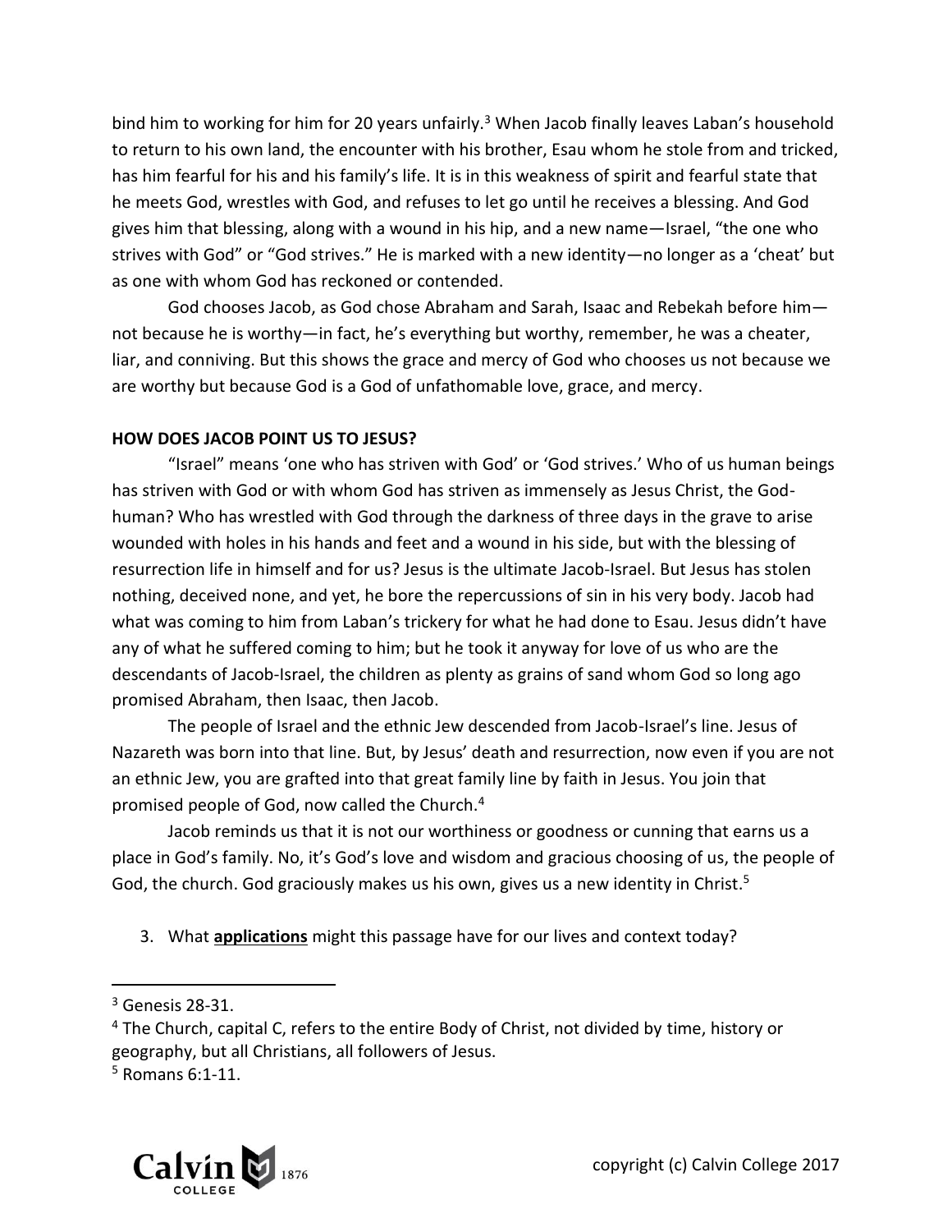bind him to working for him for 20 years unfairly.[3] When Jacob finally leaves Laban's household to return to his own land, the encounter with his brother, Esau whom he stole from and tricked, has him fearful for his and his family's life. It is in this weakness of spirit and fearful state that he meets God, wrestles with God, and refuses to let go until he receives a blessing. And God gives him that blessing, along with a wound in his hip, and a new name—Israel, "the one who strives with God" or "God strives." He is marked with a new identity—no longer as a 'cheat' but as one with whom God has reckoned or contended.

God chooses Jacob, as God chose Abraham and Sarah, Isaac and Rebekah before him—not because he is worthy—in fact, he's everything but worthy, remember, he was a cheater, liar, and conniving. But this shows the grace and mercy of God who chooses us not because we are worthy but because God is a God of unfathomable love, grace, and mercy.

**HOW DOES JACOB POINT US TO JESUS?**

"Israel" means 'one who has striven with God' or 'God strives.' Who of us human beings has striven with God or with whom God has striven as immensely as Jesus Christ, the God-human? Who has wrestled with God through the darkness of three days in the grave to arise wounded with holes in his hands and feet and a wound in his side, but with the blessing of resurrection life in himself and for us? Jesus is the ultimate Jacob-Israel. But Jesus has stolen nothing, deceived none, and yet, he bore the repercussions of sin in his very body. Jacob had what was coming to him from Laban's trickery for what he had done to Esau. Jesus didn't have any of what he suffered coming to him; but he took it anyway for love of us who are the descendants of Jacob-Israel, the children as plenty as grains of sand whom God so long ago promised Abraham, then Isaac, then Jacob.

The people of Israel and the ethnic Jew descended from Jacob-Israel's line. Jesus of Nazareth was born into that line. But, by Jesus' death and resurrection, now even if you are not an ethnic Jew, you are grafted into that great family line by faith in Jesus. You join that promised people of God, now called the Church.[4]

Jacob reminds us that it is not our worthiness or goodness or cunning that earns us a place in God's family. No, it's God's love and wisdom and gracious choosing of us, the people of God, the church. God graciously makes us his own, gives us a new identity in Christ.[5]

3. What **applications** might this passage have for our lives and context today?

---

[3] Genesis 28-31.

[4] The Church, capital C, refers to the entire Body of Christ, not divided by time, history or geography, but all Christians, all followers of Jesus.

[5] Romans 6:1-11.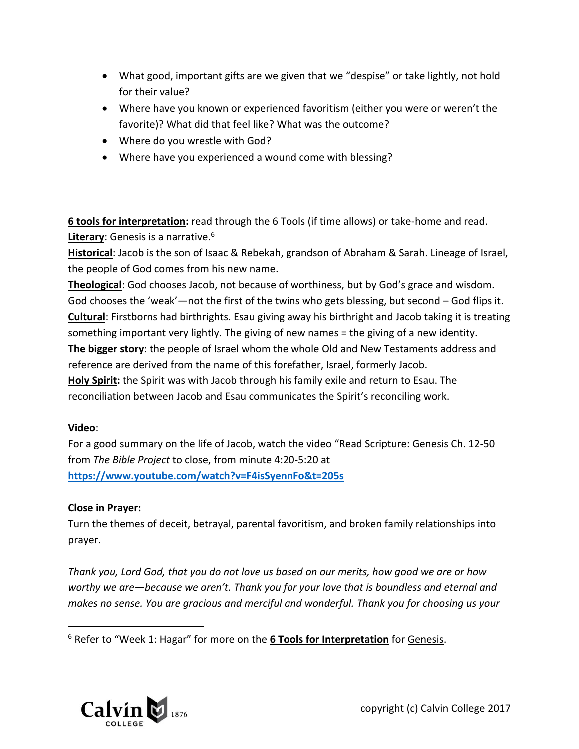- What good, important gifts are we given that we "despise" or take lightly, not hold for their value?
- Where have you known or experienced favoritism (either you were or weren't the favorite)? What did that feel like? What was the outcome?
- Where do you wrestle with God?
- Where have you experienced a wound come with blessing?

**6 tools for interpretation:** read through the 6 Tools (if time allows) or take-home and read.
**Literary**: Genesis is a narrative.[6]
**Historical**: Jacob is the son of Isaac & Rebekah, grandson of Abraham & Sarah. Lineage of Israel, the people of God comes from his new name.
**Theological**: God chooses Jacob, not because of worthiness, but by God's grace and wisdom. God chooses the 'weak'—not the first of the twins who gets blessing, but second – God flips it.
**Cultural**: Firstborns had birthrights. Esau giving away his birthright and Jacob taking it is treating something important very lightly. The giving of new names = the giving of a new identity.
**The bigger story**: the people of Israel whom the whole Old and New Testaments address and reference are derived from the name of this forefather, Israel, formerly Jacob.
**Holy Spirit:** the Spirit was with Jacob through his family exile and return to Esau. The reconciliation between Jacob and Esau communicates the Spirit's reconciling work.

**Video**:
For a good summary on the life of Jacob, watch the video "Read Scripture: Genesis Ch. 12-50 from *The Bible Project* to close, from minute 4:20-5:20 at
**https://www.youtube.com/watch?v=F4isSyennFo&t=205s**

**Close in Prayer:**
Turn the themes of deceit, betrayal, parental favoritism, and broken family relationships into prayer.

*Thank you, Lord God, that you do not love us based on our merits, how good we are or how worthy we are—because we aren't. Thank you for your love that is boundless and eternal and makes no sense. You are gracious and merciful and wonderful. Thank you for choosing us your*

[6] Refer to "Week 1: Hagar" for more on the **6 Tools for Interpretation** for Genesis.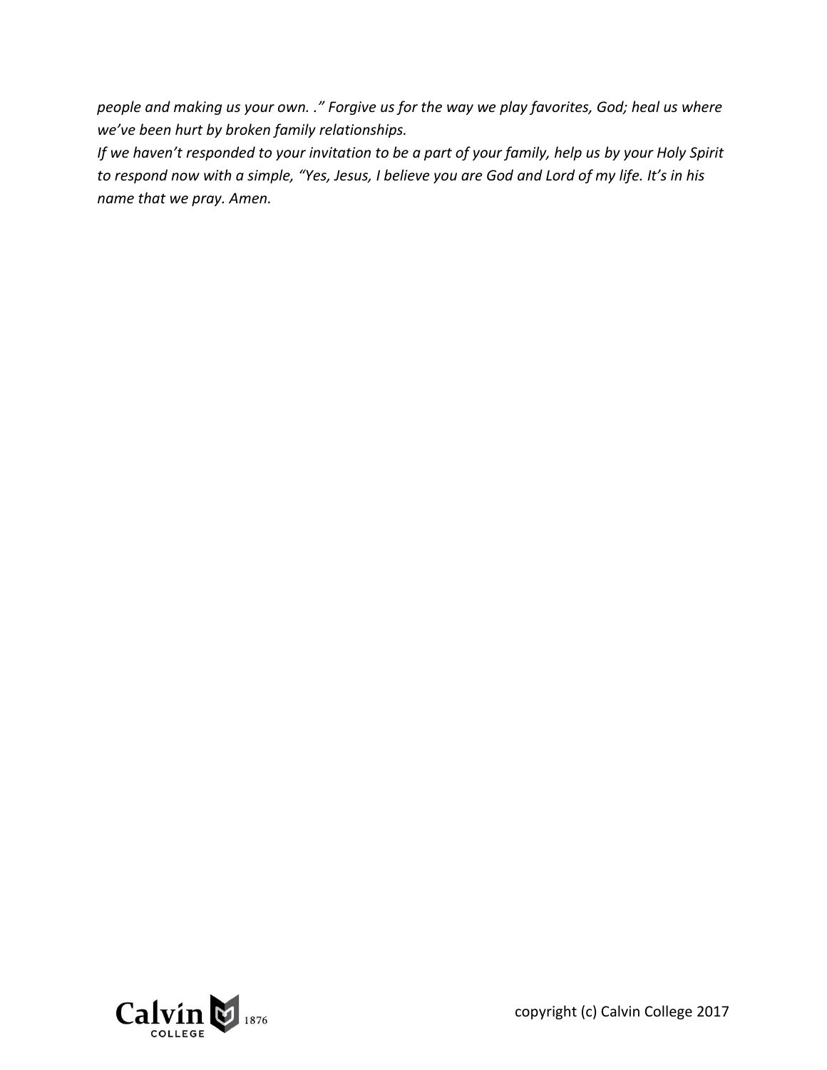*people and making us your own. ." Forgive us for the way we play favorites, God; heal us where we've been hurt by broken family relationships.*

*If we haven't responded to your invitation to be a part of your family, help us by your Holy Spirit to respond now with a simple, "Yes, Jesus, I believe you are God and Lord of my life. It's in his name that we pray. Amen.*

copyright (c) Calvin College 2017